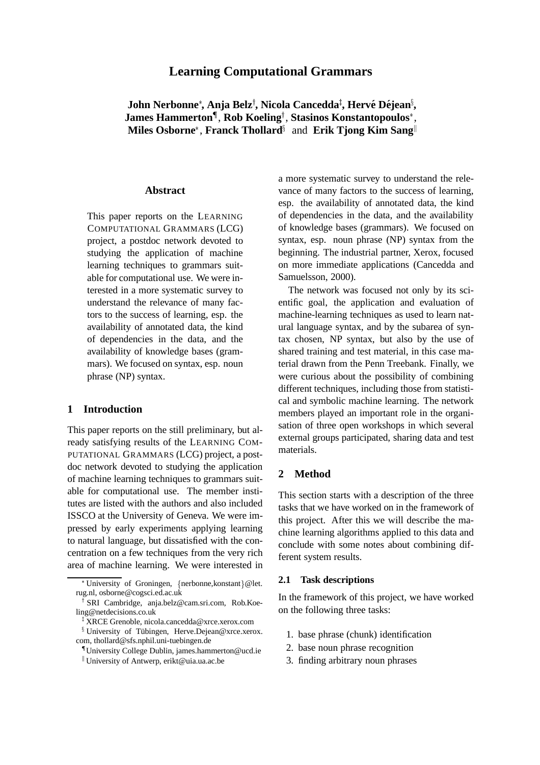# Learning Computational Grammars

**John Nerbonne**[*], **Anja Belz**[†], **Nicola Cancedda**[‡], **Hervé Déjean**[§], **James Hammerton**[¶], **Rob Koeling**[†], **Stasinos Konstantopoulos**[*], **Miles Osborne**[*], **Franck Thollard**[§] and **Erik Tjong Kim Sang**[‖]

### Abstract

This paper reports on the LEARNING COMPUTATIONAL GRAMMARS (LCG) project, a postdoc network devoted to studying the application of machine learning techniques to grammars suitable for computational use. We were interested in a more systematic survey to understand the relevance of many factors to the success of learning, esp. the availability of annotated data, the kind of dependencies in the data, and the availability of knowledge bases (grammars). We focused on syntax, esp. noun phrase (NP) syntax.

## 1 Introduction

This paper reports on the still preliminary, but already satisfying results of the LEARNING COMPUTATIONAL GRAMMARS (LCG) project, a postdoc network devoted to studying the application of machine learning techniques to grammars suitable for computational use. The member institutes are listed with the authors and also included ISSCO at the University of Geneva. We were impressed by early experiments applying learning to natural language, but dissatisfied with the concentration on a few techniques from the very rich area of machine learning. We were interested in a more systematic survey to understand the relevance of many factors to the success of learning, esp. the availability of annotated data, the kind of dependencies in the data, and the availability of knowledge bases (grammars). We focused on syntax, esp. noun phrase (NP) syntax from the beginning. The industrial partner, Xerox, focused on more immediate applications (Cancedda and Samuelsson, 2000).

The network was focused not only by its scientific goal, the application and evaluation of machine-learning techniques as used to learn natural language syntax, and by the subarea of syntax chosen, NP syntax, but also by the use of shared training and test material, in this case material drawn from the Penn Treebank. Finally, we were curious about the possibility of combining different techniques, including those from statistical and symbolic machine learning. The network members played an important role in the organisation of three open workshops in which several external groups participated, sharing data and test materials.

## 2 Method

This section starts with a description of the three tasks that we have worked on in the framework of this project. After this we will describe the machine learning algorithms applied to this data and conclude with some notes about combining different system results.

### 2.1 Task descriptions

In the framework of this project, we have worked on the following three tasks:

1. base phrase (chunk) identification
2. base noun phrase recognition
3. finding arbitrary noun phrases

---

[*] University of Groningen, {nerbonne,konstant}@let.rug.nl, osborne@cogsci.ed.ac.uk

[†] SRI Cambridge, anja.belz@cam.sri.com, Rob.Koeling@netdecisions.co.uk

[‡] XRCE Grenoble, nicola.cancedda@xrce.xerox.com

[§] University of Tübingen, Herve.Dejean@xrce.xerox.com, thollard@sfs.nphil.uni-tuebingen.de

[¶] University College Dublin, james.hammerton@ucd.ie

[‖] University of Antwerp, erikt@uia.ua.ac.be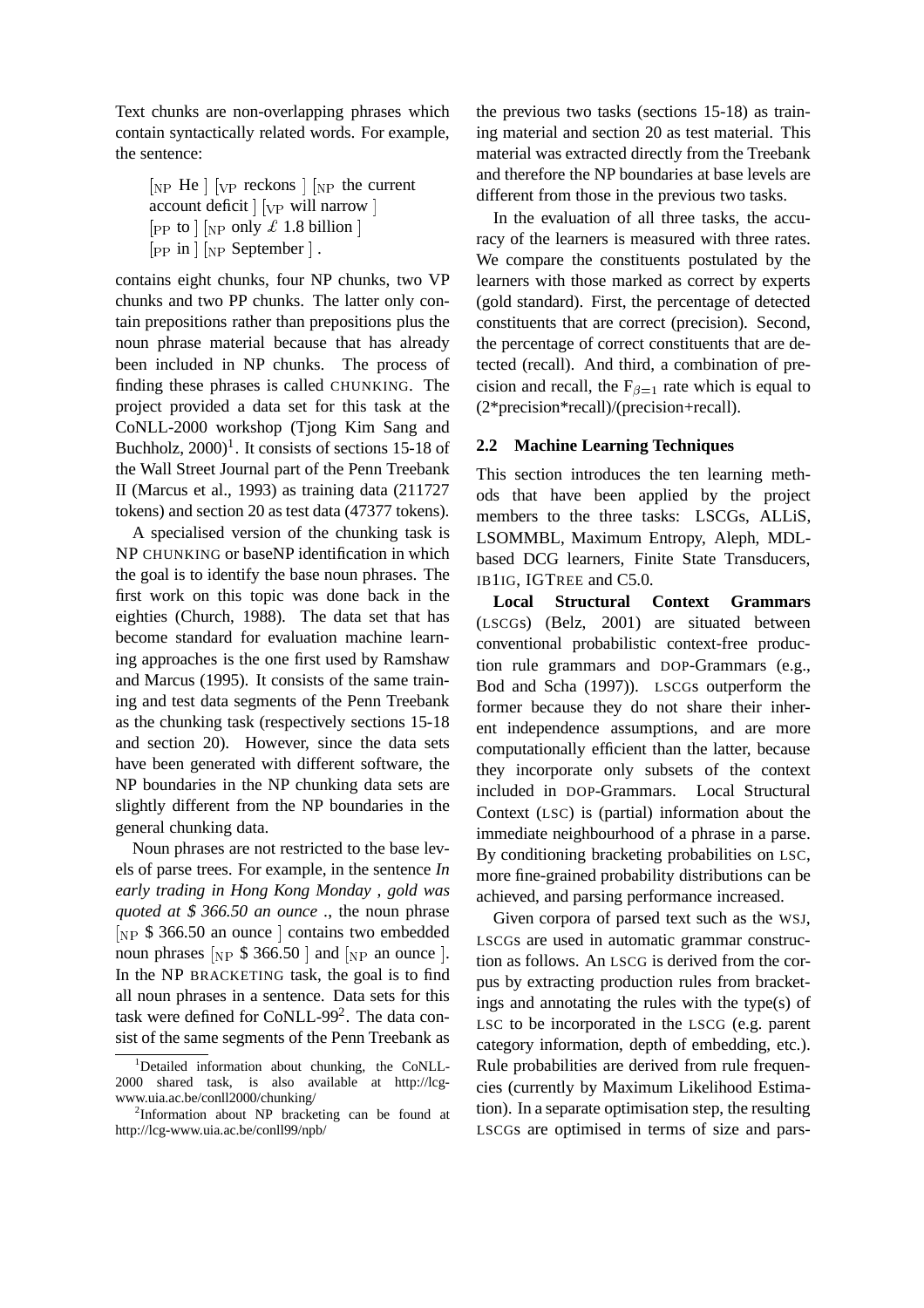Text chunks are non-overlapping phrases which contain syntactically related words. For example, the sentence:

> $[_{\mathrm{NP}}$ He $]$ $[_{\mathrm{VP}}$ reckons $]$ $[_{\mathrm{NP}}$ the current account deficit $]$ $[_{\mathrm{VP}}$ will narrow $]$ $[_{\mathrm{PP}}$ to $]$ $[_{\mathrm{NP}}$ only £ 1.8 billion $]$ $[_{\mathrm{PP}}$ in $]$ $[_{\mathrm{NP}}$ September $]$ .

contains eight chunks, four NP chunks, two VP chunks and two PP chunks. The latter only contain prepositions rather than prepositions plus the noun phrase material because that has already been included in NP chunks. The process of finding these phrases is called CHUNKING. The project provided a data set for this task at the CoNLL-2000 workshop (Tjong Kim Sang and Buchholz, 2000)[1]. It consists of sections 15-18 of the Wall Street Journal part of the Penn Treebank II (Marcus et al., 1993) as training data (211727 tokens) and section 20 as test data (47377 tokens).

A specialised version of the chunking task is NP CHUNKING or baseNP identification in which the goal is to identify the base noun phrases. The first work on this topic was done back in the eighties (Church, 1988). The data set that has become standard for evaluation machine learning approaches is the one first used by Ramshaw and Marcus (1995). It consists of the same training and test data segments of the Penn Treebank as the chunking task (respectively sections 15-18 and section 20). However, since the data sets have been generated with different software, the NP boundaries in the NP chunking data sets are slightly different from the NP boundaries in the general chunking data.

Noun phrases are not restricted to the base levels of parse trees. For example, in the sentence *In early trading in Hong Kong Monday , gold was quoted at $ 366.50 an ounce .*, the noun phrase $[_{\mathrm{NP}}$ \$ 366.50 an ounce $]$ contains two embedded noun phrases $[_{\mathrm{NP}}$ \$ 366.50 $]$ and $[_{\mathrm{NP}}$ an ounce $]$. In the NP BRACKETING task, the goal is to find all noun phrases in a sentence. Data sets for this task were defined for CoNLL-99[2]. The data consist of the same segments of the Penn Treebank as the previous two tasks (sections 15-18) as training material and section 20 as test material. This material was extracted directly from the Treebank and therefore the NP boundaries at base levels are different from those in the previous two tasks.

In the evaluation of all three tasks, the accuracy of the learners is measured with three rates. We compare the constituents postulated by the learners with those marked as correct by experts (gold standard). First, the percentage of detected constituents that are correct (precision). Second, the percentage of correct constituents that are detected (recall). And third, a combination of precision and recall, the $F_{\beta=1}$ rate which is equal to (2\*precision\*recall)/(precision+recall).

## 2.2 Machine Learning Techniques

This section introduces the ten learning methods that have been applied by the project members to the three tasks: LSCGs, ALLiS, LSOMMBL, Maximum Entropy, Aleph, MDL-based DCG learners, Finite State Transducers, IB1IG, IGTREE and C5.0.

**Local Structural Context Grammars** (LSCGs) (Belz, 2001) are situated between conventional probabilistic context-free production rule grammars and DOP-Grammars (e.g., Bod and Scha (1997)). LSCGs outperform the former because they do not share their inherent independence assumptions, and are more computationally efficient than the latter, because they incorporate only subsets of the context included in DOP-Grammars. Local Structural Context (LSC) is (partial) information about the immediate neighbourhood of a phrase in a parse. By conditioning bracketing probabilities on LSC, more fine-grained probability distributions can be achieved, and parsing performance increased.

Given corpora of parsed text such as the WSJ, LSCGs are used in automatic grammar construction as follows. An LSCG is derived from the corpus by extracting production rules from bracketings and annotating the rules with the type(s) of LSC to be incorporated in the LSCG (e.g. parent category information, depth of embedding, etc.). Rule probabilities are derived from rule frequencies (currently by Maximum Likelihood Estimation). In a separate optimisation step, the resulting LSCGs are optimised in terms of size and pars-

[1] Detailed information about chunking, the CoNLL-2000 shared task, is also available at http://lcg-www.uia.ac.be/conll2000/chunking/

[2] Information about NP bracketing can be found at http://lcg-www.uia.ac.be/conll99/npb/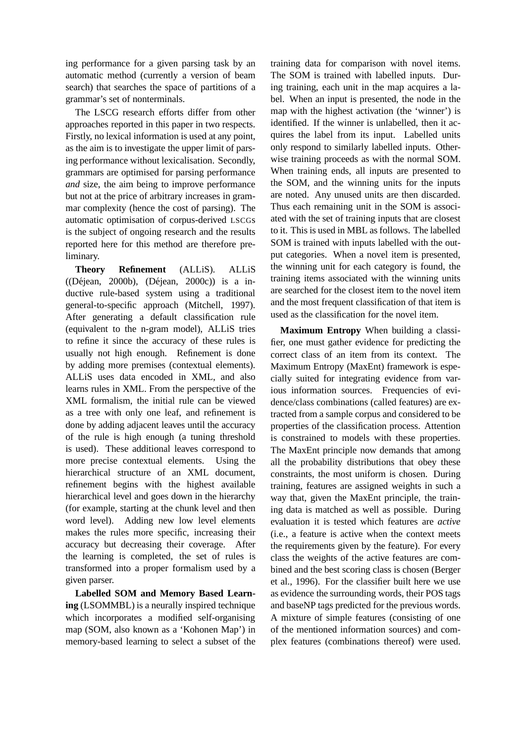ing performance for a given parsing task by an automatic method (currently a version of beam search) that searches the space of partitions of a grammar's set of nonterminals.

The LSCG research efforts differ from other approaches reported in this paper in two respects. Firstly, no lexical information is used at any point, as the aim is to investigate the upper limit of parsing performance without lexicalisation. Secondly, grammars are optimised for parsing performance *and* size, the aim being to improve performance but not at the price of arbitrary increases in grammar complexity (hence the cost of parsing). The automatic optimisation of corpus-derived LSCGs is the subject of ongoing research and the results reported here for this method are therefore preliminary.

**Theory Refinement** (ALLiS). ALLiS ((Déjean, 2000b), (Déjean, 2000c)) is a inductive rule-based system using a traditional general-to-specific approach (Mitchell, 1997). After generating a default classification rule (equivalent to the n-gram model), ALLiS tries to refine it since the accuracy of these rules is usually not high enough. Refinement is done by adding more premises (contextual elements). ALLiS uses data encoded in XML, and also learns rules in XML. From the perspective of the XML formalism, the initial rule can be viewed as a tree with only one leaf, and refinement is done by adding adjacent leaves until the accuracy of the rule is high enough (a tuning threshold is used). These additional leaves correspond to more precise contextual elements. Using the hierarchical structure of an XML document, refinement begins with the highest available hierarchical level and goes down in the hierarchy (for example, starting at the chunk level and then word level). Adding new low level elements makes the rules more specific, increasing their accuracy but decreasing their coverage. After the learning is completed, the set of rules is transformed into a proper formalism used by a given parser.

**Labelled SOM and Memory Based Learning** (LSOMMBL) is a neurally inspired technique which incorporates a modified self-organising map (SOM, also known as a 'Kohonen Map') in memory-based learning to select a subset of the training data for comparison with novel items. The SOM is trained with labelled inputs. During training, each unit in the map acquires a label. When an input is presented, the node in the map with the highest activation (the 'winner') is identified. If the winner is unlabelled, then it acquires the label from its input. Labelled units only respond to similarly labelled inputs. Otherwise training proceeds as with the normal SOM. When training ends, all inputs are presented to the SOM, and the winning units for the inputs are noted. Any unused units are then discarded. Thus each remaining unit in the SOM is associated with the set of training inputs that are closest to it. This is used in MBL as follows. The labelled SOM is trained with inputs labelled with the output categories. When a novel item is presented, the winning unit for each category is found, the training items associated with the winning units are searched for the closest item to the novel item and the most frequent classification of that item is used as the classification for the novel item.

**Maximum Entropy** When building a classifier, one must gather evidence for predicting the correct class of an item from its context. The Maximum Entropy (MaxEnt) framework is especially suited for integrating evidence from various information sources. Frequencies of evidence/class combinations (called features) are extracted from a sample corpus and considered to be properties of the classification process. Attention is constrained to models with these properties. The MaxEnt principle now demands that among all the probability distributions that obey these constraints, the most uniform is chosen. During training, features are assigned weights in such a way that, given the MaxEnt principle, the training data is matched as well as possible. During evaluation it is tested which features are *active* (i.e., a feature is active when the context meets the requirements given by the feature). For every class the weights of the active features are combined and the best scoring class is chosen (Berger et al., 1996). For the classifier built here we use as evidence the surrounding words, their POS tags and baseNP tags predicted for the previous words. A mixture of simple features (consisting of one of the mentioned information sources) and complex features (combinations thereof) were used.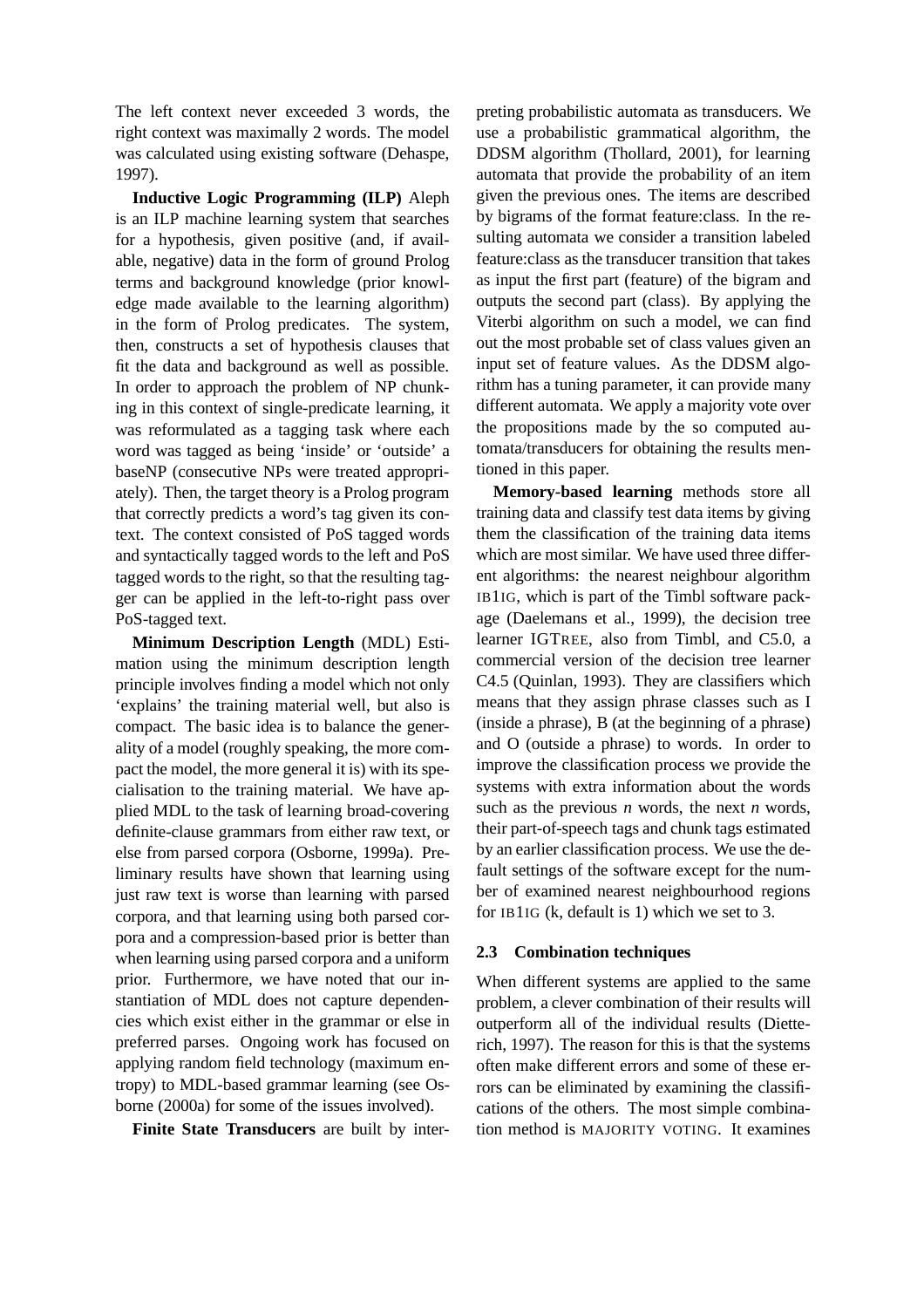The left context never exceeded 3 words, the right context was maximally 2 words. The model was calculated using existing software (Dehaspe, 1997).

**Inductive Logic Programming (ILP)** Aleph is an ILP machine learning system that searches for a hypothesis, given positive (and, if available, negative) data in the form of ground Prolog terms and background knowledge (prior knowledge made available to the learning algorithm) in the form of Prolog predicates. The system, then, constructs a set of hypothesis clauses that fit the data and background as well as possible. In order to approach the problem of NP chunking in this context of single-predicate learning, it was reformulated as a tagging task where each word was tagged as being 'inside' or 'outside' a baseNP (consecutive NPs were treated appropriately). Then, the target theory is a Prolog program that correctly predicts a word's tag given its context. The context consisted of PoS tagged words and syntactically tagged words to the left and PoS tagged words to the right, so that the resulting tagger can be applied in the left-to-right pass over PoS-tagged text.

**Minimum Description Length** (MDL) Estimation using the minimum description length principle involves finding a model which not only 'explains' the training material well, but also is compact. The basic idea is to balance the generality of a model (roughly speaking, the more compact the model, the more general it is) with its specialisation to the training material. We have applied MDL to the task of learning broad-covering definite-clause grammars from either raw text, or else from parsed corpora (Osborne, 1999a). Preliminary results have shown that learning using just raw text is worse than learning with parsed corpora, and that learning using both parsed corpora and a compression-based prior is better than when learning using parsed corpora and a uniform prior. Furthermore, we have noted that our instantiation of MDL does not capture dependencies which exist either in the grammar or else in preferred parses. Ongoing work has focused on applying random field technology (maximum entropy) to MDL-based grammar learning (see Osborne (2000a) for some of the issues involved).

**Finite State Transducers** are built by interpreting probabilistic automata as transducers. We use a probabilistic grammatical algorithm, the DDSM algorithm (Thollard, 2001), for learning automata that provide the probability of an item given the previous ones. The items are described by bigrams of the format feature:class. In the resulting automata we consider a transition labeled feature:class as the transducer transition that takes as input the first part (feature) of the bigram and outputs the second part (class). By applying the Viterbi algorithm on such a model, we can find out the most probable set of class values given an input set of feature values. As the DDSM algorithm has a tuning parameter, it can provide many different automata. We apply a majority vote over the propositions made by the so computed automata/transducers for obtaining the results mentioned in this paper.

**Memory-based learning** methods store all training data and classify test data items by giving them the classification of the training data items which are most similar. We have used three different algorithms: the nearest neighbour algorithm IB1IG, which is part of the Timbl software package (Daelemans et al., 1999), the decision tree learner IGTREE, also from Timbl, and C5.0, a commercial version of the decision tree learner C4.5 (Quinlan, 1993). They are classifiers which means that they assign phrase classes such as I (inside a phrase), B (at the beginning of a phrase) and O (outside a phrase) to words. In order to improve the classification process we provide the systems with extra information about the words such as the previous *n* words, the next *n* words, their part-of-speech tags and chunk tags estimated by an earlier classification process. We use the default settings of the software except for the number of examined nearest neighbourhood regions for IB1IG (k, default is 1) which we set to 3.

### 2.3 Combination techniques

When different systems are applied to the same problem, a clever combination of their results will outperform all of the individual results (Dietterich, 1997). The reason for this is that the systems often make different errors and some of these errors can be eliminated by examining the classifications of the others. The most simple combination method is MAJORITY VOTING. It examines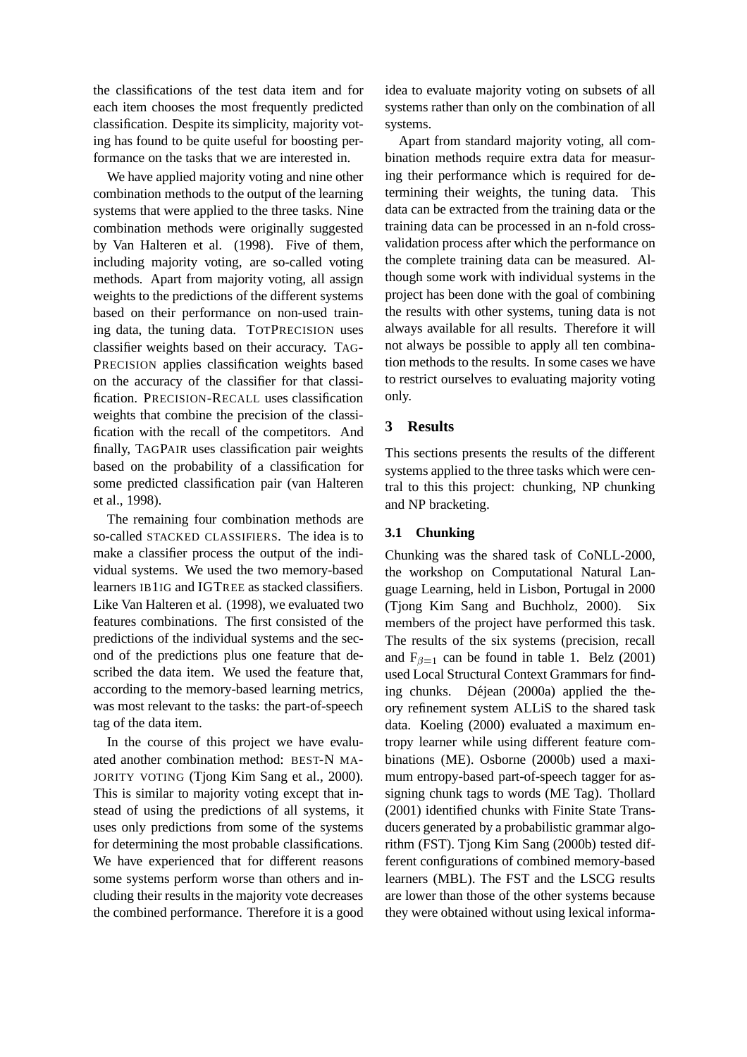the classifications of the test data item and for each item chooses the most frequently predicted classification. Despite its simplicity, majority voting has found to be quite useful for boosting performance on the tasks that we are interested in.

We have applied majority voting and nine other combination methods to the output of the learning systems that were applied to the three tasks. Nine combination methods were originally suggested by Van Halteren et al. (1998). Five of them, including majority voting, are so-called voting methods. Apart from majority voting, all assign weights to the predictions of the different systems based on their performance on non-used training data, the tuning data. TOTPRECISION uses classifier weights based on their accuracy. TAGPRECISION applies classification weights based on the accuracy of the classifier for that classification. PRECISION-RECALL uses classification weights that combine the precision of the classification with the recall of the competitors. And finally, TAGPAIR uses classification pair weights based on the probability of a classification for some predicted classification pair (van Halteren et al., 1998).

The remaining four combination methods are so-called STACKED CLASSIFIERS. The idea is to make a classifier process the output of the individual systems. We used the two memory-based learners IB1IG and IGTREE as stacked classifiers. Like Van Halteren et al. (1998), we evaluated two features combinations. The first consisted of the predictions of the individual systems and the second of the predictions plus one feature that described the data item. We used the feature that, according to the memory-based learning metrics, was most relevant to the tasks: the part-of-speech tag of the data item.

In the course of this project we have evaluated another combination method: BEST-N MAJORITY VOTING (Tjong Kim Sang et al., 2000). This is similar to majority voting except that instead of using the predictions of all systems, it uses only predictions from some of the systems for determining the most probable classifications. We have experienced that for different reasons some systems perform worse than others and including their results in the majority vote decreases the combined performance. Therefore it is a good idea to evaluate majority voting on subsets of all systems rather than only on the combination of all systems.

Apart from standard majority voting, all combination methods require extra data for measuring their performance which is required for determining their weights, the tuning data. This data can be extracted from the training data or the training data can be processed in an n-fold cross-validation process after which the performance on the complete training data can be measured. Although some work with individual systems in the project has been done with the goal of combining the results with other systems, tuning data is not always available for all results. Therefore it will not always be possible to apply all ten combination methods to the results. In some cases we have to restrict ourselves to evaluating majority voting only.

## 3 Results

This sections presents the results of the different systems applied to the three tasks which were central to this this project: chunking, NP chunking and NP bracketing.

### 3.1 Chunking

Chunking was the shared task of CoNLL-2000, the workshop on Computational Natural Language Learning, held in Lisbon, Portugal in 2000 (Tjong Kim Sang and Buchholz, 2000). Six members of the project have performed this task. The results of the six systems (precision, recall and $F_{\beta=1}$ can be found in table 1. Belz (2001) used Local Structural Context Grammars for finding chunks. Déjean (2000a) applied the theory refinement system ALLiS to the shared task data. Koeling (2000) evaluated a maximum entropy learner while using different feature combinations (ME). Osborne (2000b) used a maximum entropy-based part-of-speech tagger for assigning chunk tags to words (ME Tag). Thollard (2001) identified chunks with Finite State Transducers generated by a probabilistic grammar algorithm (FST). Tjong Kim Sang (2000b) tested different configurations of combined memory-based learners (MBL). The FST and the LSCG results are lower than those of the other systems because they were obtained without using lexical informa-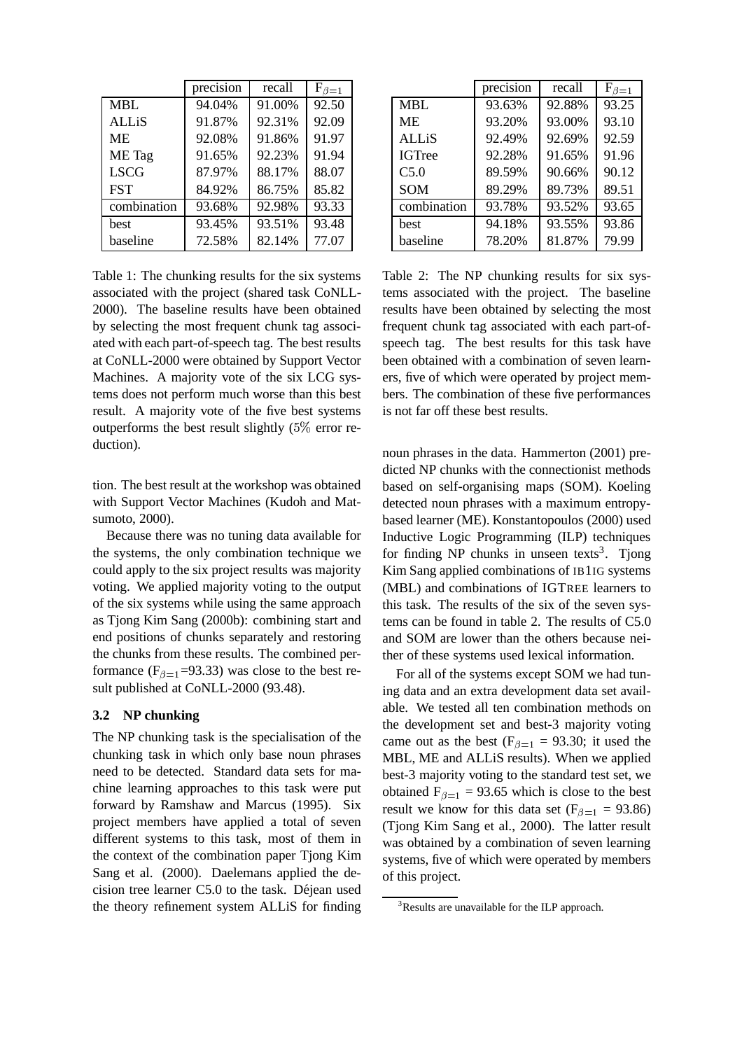| | precision | recall | $F_{\beta=1}$ |
|---|---|---|---|
| MBL | 94.04% | 91.00% | 92.50 |
| ALLiS | 91.87% | 92.31% | 92.09 |
| ME | 92.08% | 91.86% | 91.97 |
| ME Tag | 91.65% | 92.23% | 91.94 |
| LSCG | 87.97% | 88.17% | 88.07 |
| FST | 84.92% | 86.75% | 85.82 |
| combination | 93.68% | 92.98% | 93.33 |
| best | 93.45% | 93.51% | 93.48 |
| baseline | 72.58% | 82.14% | 77.07 |

Table 1: The chunking results for the six systems associated with the project (shared task CoNLL-2000). The baseline results have been obtained by selecting the most frequent chunk tag associated with each part-of-speech tag. The best results at CoNLL-2000 were obtained by Support Vector Machines. A majority vote of the six LCG systems does not perform much worse than this best result. A majority vote of the five best systems outperforms the best result slightly (5% error reduction).

tion. The best result at the workshop was obtained with Support Vector Machines (Kudoh and Matsumoto, 2000).

Because there was no tuning data available for the systems, the only combination technique we could apply to the six project results was majority voting. We applied majority voting to the output of the six systems while using the same approach as Tjong Kim Sang (2000b): combining start and end positions of chunks separately and restoring the chunks from these results. The combined performance ($F_{\beta=1}$=93.33) was close to the best result published at CoNLL-2000 (93.48).

### 3.2 NP chunking

The NP chunking task is the specialisation of the chunking task in which only base noun phrases need to be detected. Standard data sets for machine learning approaches to this task were put forward by Ramshaw and Marcus (1995). Six project members have applied a total of seven different systems to this task, most of them in the context of the combination paper Tjong Kim Sang et al. (2000). Daelemans applied the decision tree learner C5.0 to the task. Déjean used the theory refinement system ALLiS for finding noun phrases in the data. Hammerton (2001) predicted NP chunks with the connectionist methods based on self-organising maps (SOM). Koeling detected noun phrases with a maximum entropy-based learner (ME). Konstantopoulos (2000) used Inductive Logic Programming (ILP) techniques for finding NP chunks in unseen texts[3]. Tjong Kim Sang applied combinations of IB1IG systems (MBL) and combinations of IGTREE learners to this task. The results of the six of the seven systems can be found in table 2. The results of C5.0 and SOM are lower than the others because neither of these systems used lexical information.

| | precision | recall | $F_{\beta=1}$ |
|---|---|---|---|
| MBL | 93.63% | 92.88% | 93.25 |
| ME | 93.20% | 93.00% | 93.10 |
| ALLiS | 92.49% | 92.69% | 92.59 |
| IGTree | 92.28% | 91.65% | 91.96 |
| C5.0 | 89.59% | 90.66% | 90.12 |
| SOM | 89.29% | 89.73% | 89.51 |
| combination | 93.78% | 93.52% | 93.65 |
| best | 94.18% | 93.55% | 93.86 |
| baseline | 78.20% | 81.87% | 79.99 |

Table 2: The NP chunking results for six systems associated with the project. The baseline results have been obtained by selecting the most frequent chunk tag associated with each part-of-speech tag. The best results for this task have been obtained with a combination of seven learners, five of which were operated by project members. The combination of these five performances is not far off these best results.

For all of the systems except SOM we had tuning data and an extra development data set available. We tested all ten combination methods on the development set and best-3 majority voting came out as the best ($F_{\beta=1}$ = 93.30; it used the MBL, ME and ALLiS results). When we applied best-3 majority voting to the standard test set, we obtained $F_{\beta=1}$ = 93.65 which is close to the best result we know for this data set ($F_{\beta=1}$ = 93.86) (Tjong Kim Sang et al., 2000). The latter result was obtained by a combination of seven learning systems, five of which were operated by members of this project.

[3]Results are unavailable for the ILP approach.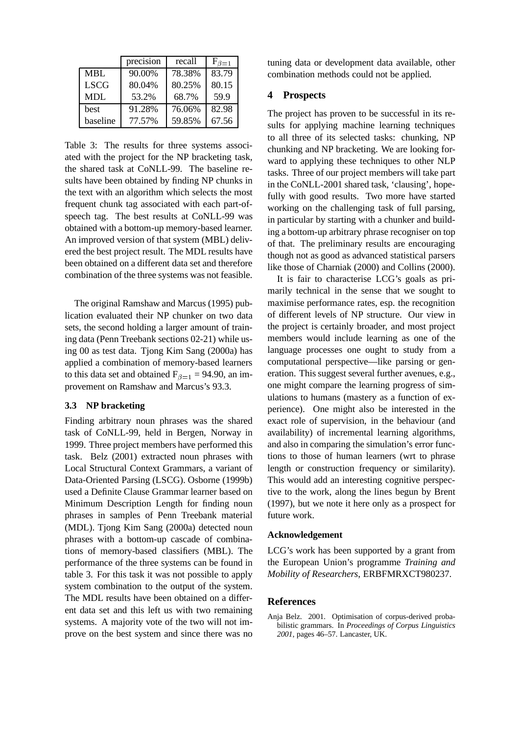|  | precision | recall | $F_{\beta=1}$ |
|---|---|---|---|
| MBL | 90.00% | 78.38% | 83.79 |
| LSCG | 80.04% | 80.25% | 80.15 |
| MDL | 53.2% | 68.7% | 59.9 |
| best | 91.28% | 76.06% | 82.98 |
| baseline | 77.57% | 59.85% | 67.56 |

Table 3: The results for three systems associated with the project for the NP bracketing task, the shared task at CoNLL-99. The baseline results have been obtained by finding NP chunks in the text with an algorithm which selects the most frequent chunk tag associated with each part-of-speech tag. The best results at CoNLL-99 was obtained with a bottom-up memory-based learner. An improved version of that system (MBL) delivered the best project result. The MDL results have been obtained on a different data set and therefore combination of the three systems was not feasible.

The original Ramshaw and Marcus (1995) publication evaluated their NP chunker on two data sets, the second holding a larger amount of training data (Penn Treebank sections 02-21) while using 00 as test data. Tjong Kim Sang (2000a) has applied a combination of memory-based learners to this data set and obtained $F_{\beta=1}$ = 94.90, an improvement on Ramshaw and Marcus's 93.3.

### 3.3 NP bracketing

Finding arbitrary noun phrases was the shared task of CoNLL-99, held in Bergen, Norway in 1999. Three project members have performed this task. Belz (2001) extracted noun phrases with Local Structural Context Grammars, a variant of Data-Oriented Parsing (LSCG). Osborne (1999b) used a Definite Clause Grammar learner based on Minimum Description Length for finding noun phrases in samples of Penn Treebank material (MDL). Tjong Kim Sang (2000a) detected noun phrases with a bottom-up cascade of combinations of memory-based classifiers (MBL). The performance of the three systems can be found in table 3. For this task it was not possible to apply system combination to the output of the system. The MDL results have been obtained on a different data set and this left us with two remaining systems. A majority vote of the two will not improve on the best system and since there was no tuning data or development data available, other combination methods could not be applied.

## 4 Prospects

The project has proven to be successful in its results for applying machine learning techniques to all three of its selected tasks: chunking, NP chunking and NP bracketing. We are looking forward to applying these techniques to other NLP tasks. Three of our project members will take part in the CoNLL-2001 shared task, 'clausing', hopefully with good results. Two more have started working on the challenging task of full parsing, in particular by starting with a chunker and building a bottom-up arbitrary phrase recogniser on top of that. The preliminary results are encouraging though not as good as advanced statistical parsers like those of Charniak (2000) and Collins (2000).

It is fair to characterise LCG's goals as primarily technical in the sense that we sought to maximise performance rates, esp. the recognition of different levels of NP structure. Our view in the project is certainly broader, and most project members would include learning as one of the language processes one ought to study from a computational perspective—like parsing or generation. This suggest several further avenues, e.g., one might compare the learning progress of simulations to humans (mastery as a function of experience). One might also be interested in the exact role of supervision, in the behaviour (and availability) of incremental learning algorithms, and also in comparing the simulation's error functions to those of human learners (wrt to phrase length or construction frequency or similarity). This would add an interesting cognitive perspective to the work, along the lines begun by Brent (1997), but we note it here only as a prospect for future work.

### Acknowledgement

LCG's work has been supported by a grant from the European Union's programme *Training and Mobility of Researchers*, ERBFMRXCT980237.

## References

Anja Belz. 2001. Optimisation of corpus-derived probabilistic grammars. In *Proceedings of Corpus Linguistics 2001*, pages 46–57. Lancaster, UK.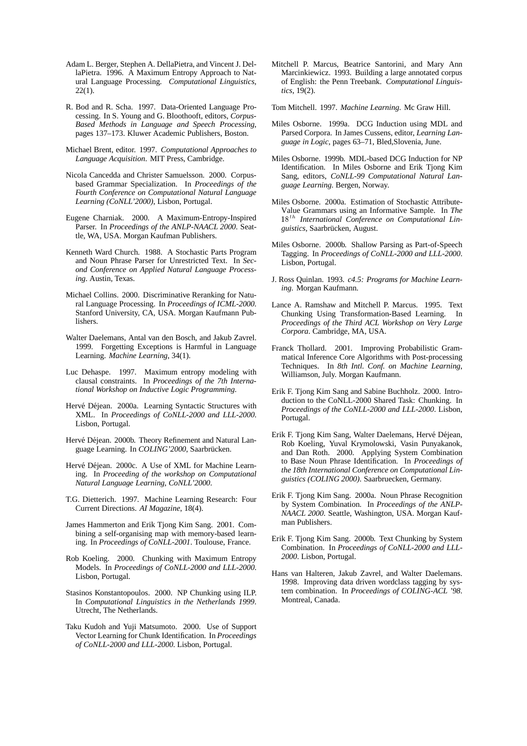Adam L. Berger, Stephen A. DellaPietra, and Vincent J. DellaPietra. 1996. A Maximum Entropy Approach to Natural Language Processing. *Computational Linguistics*, 22(1).

R. Bod and R. Scha. 1997. Data-Oriented Language Processing. In S. Young and G. Bloothooft, editors, *Corpus-Based Methods in Language and Speech Processing*, pages 137–173. Kluwer Academic Publishers, Boston.

Michael Brent, editor. 1997. *Computational Approaches to Language Acquisition*. MIT Press, Cambridge.

Nicola Cancedda and Christer Samuelsson. 2000. Corpus-based Grammar Specialization. In *Proceedings of the Fourth Conference on Computational Natural Language Learning (CoNLL'2000)*, Lisbon, Portugal.

Eugene Charniak. 2000. A Maximum-Entropy-Inspired Parser. In *Proceedings of the ANLP-NAACL 2000*. Seattle, WA, USA. Morgan Kaufman Publishers.

Kenneth Ward Church. 1988. A Stochastic Parts Program and Noun Phrase Parser for Unrestricted Text. In *Second Conference on Applied Natural Language Processing*. Austin, Texas.

Michael Collins. 2000. Discriminative Reranking for Natural Language Processing. In *Proceedings of ICML-2000*. Stanford University, CA, USA. Morgan Kaufmann Publishers.

Walter Daelemans, Antal van den Bosch, and Jakub Zavrel. 1999. Forgetting Exceptions is Harmful in Language Learning. *Machine Learning*, 34(1).

Luc Dehaspe. 1997. Maximum entropy modeling with clausal constraints. In *Proceedings of the 7th International Workshop on Inductive Logic Programming*.

Hervé Déjean. 2000a. Learning Syntactic Structures with XML. In *Proceedings of CoNLL-2000 and LLL-2000*. Lisbon, Portugal.

Hervé Déjean. 2000b. Theory Refinement and Natural Language Learning. In *COLING'2000*, Saarbrücken.

Hervé Déjean. 2000c. A Use of XML for Machine Learning. In *Proceeding of the workshop on Computational Natural Language Learning, CoNLL'2000*.

T.G. Dietterich. 1997. Machine Learning Research: Four Current Directions. *AI Magazine*, 18(4).

James Hammerton and Erik Tjong Kim Sang. 2001. Combining a self-organising map with memory-based learning. In *Proceedings of CoNLL-2001*. Toulouse, France.

Rob Koeling. 2000. Chunking with Maximum Entropy Models. In *Proceedings of CoNLL-2000 and LLL-2000*. Lisbon, Portugal.

Stasinos Konstantopoulos. 2000. NP Chunking using ILP. In *Computational Linguistics in the Netherlands 1999*. Utrecht, The Netherlands.

Taku Kudoh and Yuji Matsumoto. 2000. Use of Support Vector Learning for Chunk Identification. In *Proceedings of CoNLL-2000 and LLL-2000*. Lisbon, Portugal.

Mitchell P. Marcus, Beatrice Santorini, and Mary Ann Marcinkiewicz. 1993. Building a large annotated corpus of English: the Penn Treebank. *Computational Linguistics*, 19(2).

Tom Mitchell. 1997. *Machine Learning*. Mc Graw Hill.

Miles Osborne. 1999a. DCG Induction using MDL and Parsed Corpora. In James Cussens, editor, *Learning Language in Logic*, pages 63–71, Bled,Slovenia, June.

Miles Osborne. 1999b. MDL-based DCG Induction for NP Identification. In Miles Osborne and Erik Tjong Kim Sang, editors, *CoNLL-99 Computational Natural Language Learning*. Bergen, Norway.

Miles Osborne. 2000a. Estimation of Stochastic Attribute-Value Grammars using an Informative Sample. In *The* $18^{th}$ *International Conference on Computational Linguistics*, Saarbrücken, August.

Miles Osborne. 2000b. Shallow Parsing as Part-of-Speech Tagging. In *Proceedings of CoNLL-2000 and LLL-2000*. Lisbon, Portugal.

J. Ross Quinlan. 1993. *c4.5: Programs for Machine Learning*. Morgan Kaufmann.

Lance A. Ramshaw and Mitchell P. Marcus. 1995. Text Chunking Using Transformation-Based Learning. In *Proceedings of the Third ACL Workshop on Very Large Corpora*. Cambridge, MA, USA.

Franck Thollard. 2001. Improving Probabilistic Grammatical Inference Core Algorithms with Post-processing Techniques. In *8th Intl. Conf. on Machine Learning*, Williamson, July. Morgan Kaufmann.

Erik F. Tjong Kim Sang and Sabine Buchholz. 2000. Introduction to the CoNLL-2000 Shared Task: Chunking. In *Proceedings of the CoNLL-2000 and LLL-2000*. Lisbon, Portugal.

Erik F. Tjong Kim Sang, Walter Daelemans, Hervé Déjean, Rob Koeling, Yuval Krymolowski, Vasin Punyakanok, and Dan Roth. 2000. Applying System Combination to Base Noun Phrase Identification. In *Proceedings of the 18th International Conference on Computational Linguistics (COLING 2000)*. Saarbruecken, Germany.

Erik F. Tjong Kim Sang. 2000a. Noun Phrase Recognition by System Combination. In *Proceedings of the ANLP-NAACL 2000*. Seattle, Washington, USA. Morgan Kaufman Publishers.

Erik F. Tjong Kim Sang. 2000b. Text Chunking by System Combination. In *Proceedings of CoNLL-2000 and LLL-2000*. Lisbon, Portugal.

Hans van Halteren, Jakub Zavrel, and Walter Daelemans. 1998. Improving data driven wordclass tagging by system combination. In *Proceedings of COLING-ACL '98*. Montreal, Canada.